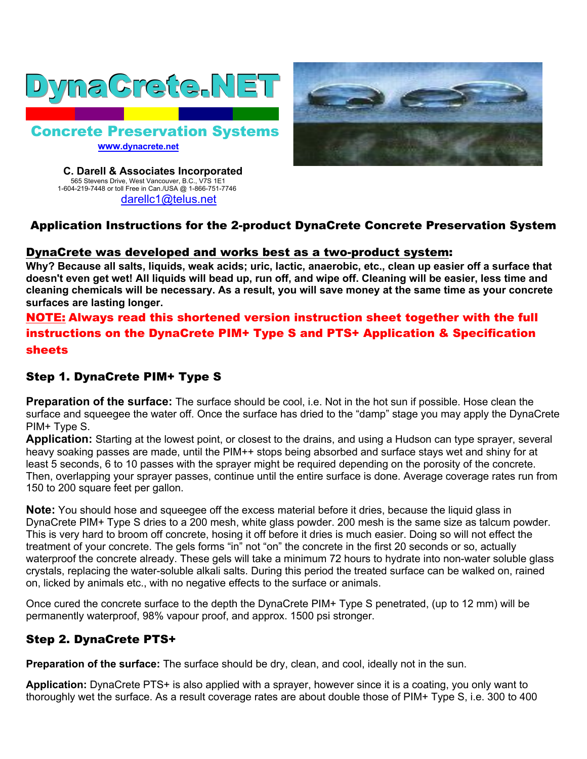# DynaCrete.NET

## Concrete Preservation Systems

www.dynacrete.net

**C. Darell & Associates Incorporated**
565 Stevens Drive, West Vancouver, B.C., V7S 1E1
1-604-219-7448 or toll Free in Can./USA @ 1-866-751-7746
darellc1@telus.net

## Application Instructions for the 2-product DynaCrete Concrete Preservation System

### DynaCrete was developed and works best as a two-product system:

**Why? Because all salts, liquids, weak acids; uric, lactic, anaerobic, etc., clean up easier off a surface that doesn't even get wet! All liquids will bead up, run off, and wipe off. Cleaning will be easier, less time and cleaning chemicals will be necessary. As a result, you will save money at the same time as your concrete surfaces are lasting longer.**

**NOTE: Always read this shortened version instruction sheet together with the full instructions on the DynaCrete PIM+ Type S and PTS+ Application & Specification sheets**

### Step 1. DynaCrete PIM+ Type S

**Preparation of the surface:** The surface should be cool, i.e. Not in the hot sun if possible. Hose clean the surface and squeegee the water off. Once the surface has dried to the "damp" stage you may apply the DynaCrete PIM+ Type S.

**Application:** Starting at the lowest point, or closest to the drains, and using a Hudson can type sprayer, several heavy soaking passes are made, until the PIM++ stops being absorbed and surface stays wet and shiny for at least 5 seconds, 6 to 10 passes with the sprayer might be required depending on the porosity of the concrete. Then, overlapping your sprayer passes, continue until the entire surface is done. Average coverage rates run from 150 to 200 square feet per gallon.

**Note:** You should hose and squeegee off the excess material before it dries, because the liquid glass in DynaCrete PIM+ Type S dries to a 200 mesh, white glass powder. 200 mesh is the same size as talcum powder. This is very hard to broom off concrete, hosing it off before it dries is much easier. Doing so will not effect the treatment of your concrete. The gels forms "in" not "on" the concrete in the first 20 seconds or so, actually waterproof the concrete already. These gels will take a minimum 72 hours to hydrate into non-water soluble glass crystals, replacing the water-soluble alkali salts. During this period the treated surface can be walked on, rained on, licked by animals etc., with no negative effects to the surface or animals.

Once cured the concrete surface to the depth the DynaCrete PIM+ Type S penetrated, (up to 12 mm) will be permanently waterproof, 98% vapour proof, and approx. 1500 psi stronger.

### Step 2. DynaCrete PTS+

**Preparation of the surface:** The surface should be dry, clean, and cool, ideally not in the sun.

**Application:** DynaCrete PTS+ is also applied with a sprayer, however since it is a coating, you only want to thoroughly wet the surface. As a result coverage rates are about double those of PIM+ Type S, i.e. 300 to 400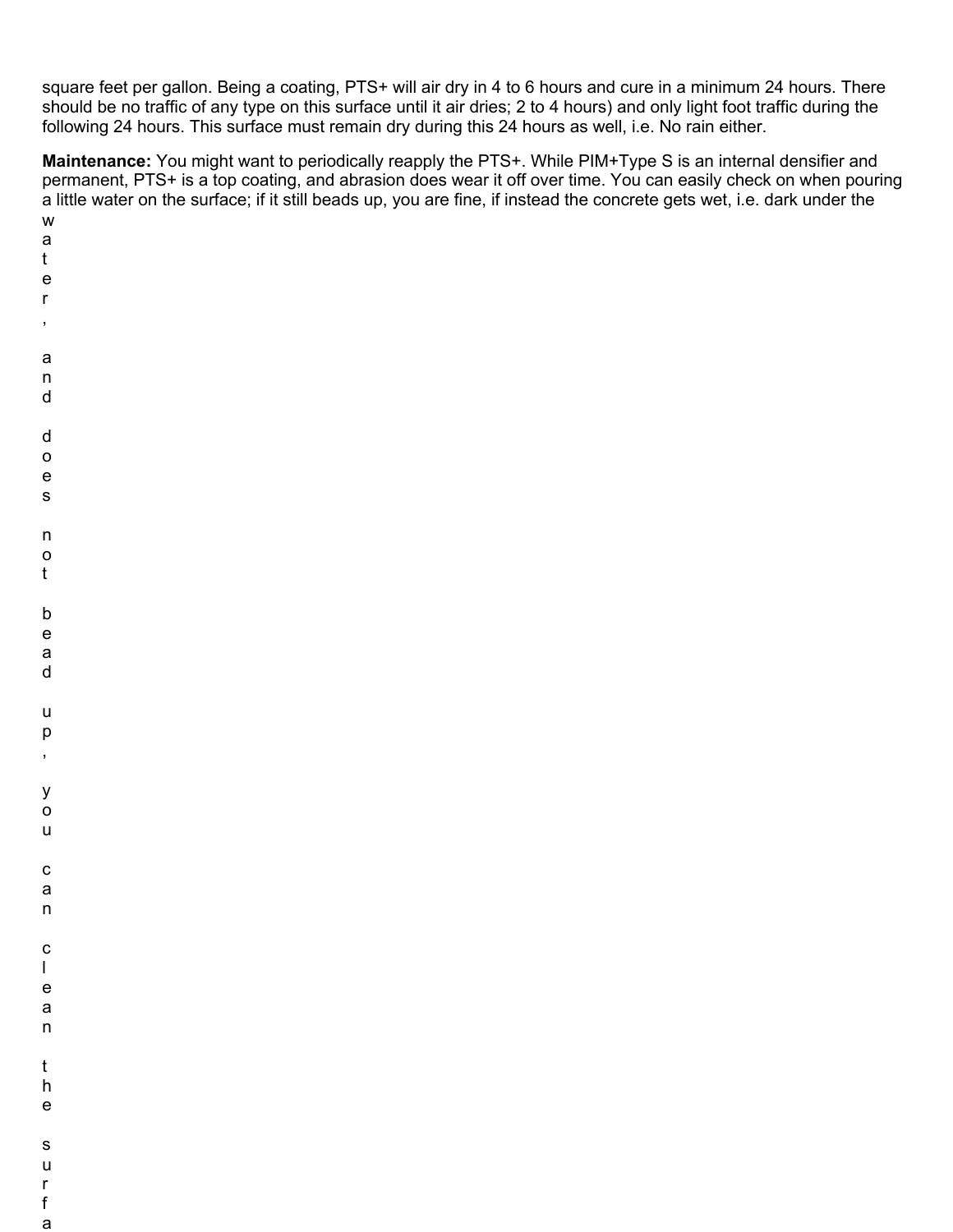square feet per gallon. Being a coating, PTS+ will air dry in 4 to 6 hours and cure in a minimum 24 hours. There should be no traffic of any type on this surface until it air dries; 2 to 4 hours) and only light foot traffic during the following 24 hours. This surface must remain dry during this 24 hours as well, i.e. No rain either.

**Maintenance:** You might want to periodically reapply the PTS+. While PIM+Type S is an internal densifier and permanent, PTS+ is a top coating, and abrasion does wear it off over time. You can easily check on when pouring a little water on the surface; if it still beads up, you are fine, if instead the concrete gets wet, i.e. dark under the water, and does not bead up, you can clean the surfa